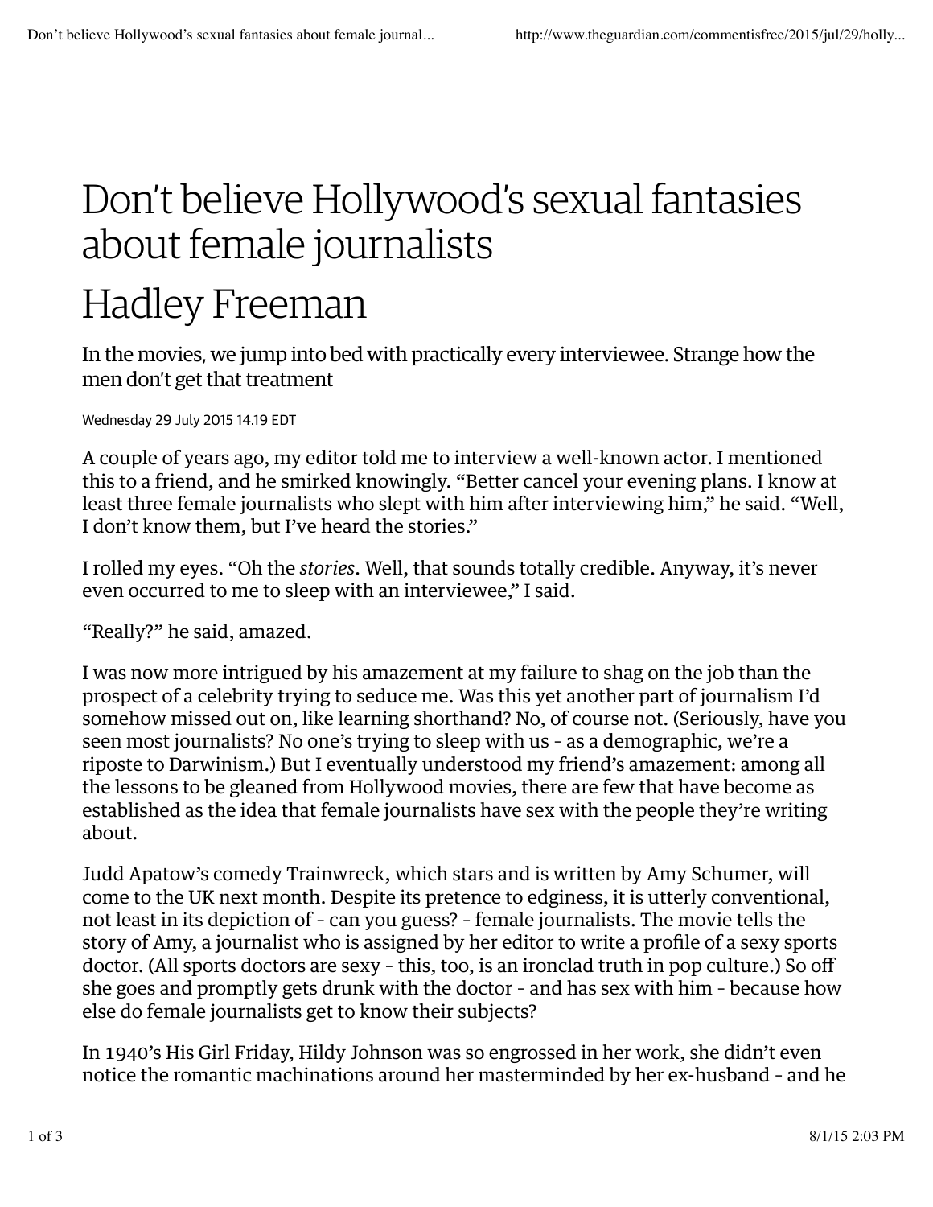# Don't believe Hollywood's sexual fantasies about female journalists

## Hadley Freeman

In the movies, we jump into bed with practically every interviewee. Strange how the men don't get that treatment

Wednesday 29 July 2015 14.19 EDT

A couple of years ago, my editor told me to interview a well-known actor. I mentioned this to a friend, and he smirked knowingly. "Better cancel your evening plans. I know at least three female journalists who slept with him after interviewing him," he said. "Well, I don't know them, but I've heard the stories."

I rolled my eyes. "Oh the *stories*. Well, that sounds totally credible. Anyway, it's never even occurred to me to sleep with an interviewee," I said.

"Really?" he said, amazed.

I was now more intrigued by his amazement at my failure to shag on the job than the prospect of a celebrity trying to seduce me. Was this yet another part of journalism I'd somehow missed out on, like learning shorthand? No, of course not. (Seriously, have you seen most journalists? No one's trying to sleep with us – as a demographic, we're a riposte to Darwinism.) But I eventually understood my friend's amazement: among all the lessons to be gleaned from Hollywood movies, there are few that have become as established as the idea that female journalists have sex with the people they're writing about.

Judd Apatow's comedy Trainwreck, which stars and is written by Amy Schumer, will come to the UK next month. Despite its pretence to edginess, it is utterly conventional, not least in its depiction of – can you guess? – female journalists. The movie tells the story of Amy, a journalist who is assigned by her editor to write a profile of a sexy sports doctor. (All sports doctors are sexy – this, too, is an ironclad truth in pop culture.) So off she goes and promptly gets drunk with the doctor – and has sex with him – because how else do female journalists get to know their subjects?

In 1940's His Girl Friday, Hildy Johnson was so engrossed in her work, she didn't even notice the romantic machinations around her masterminded by her ex-husband – and he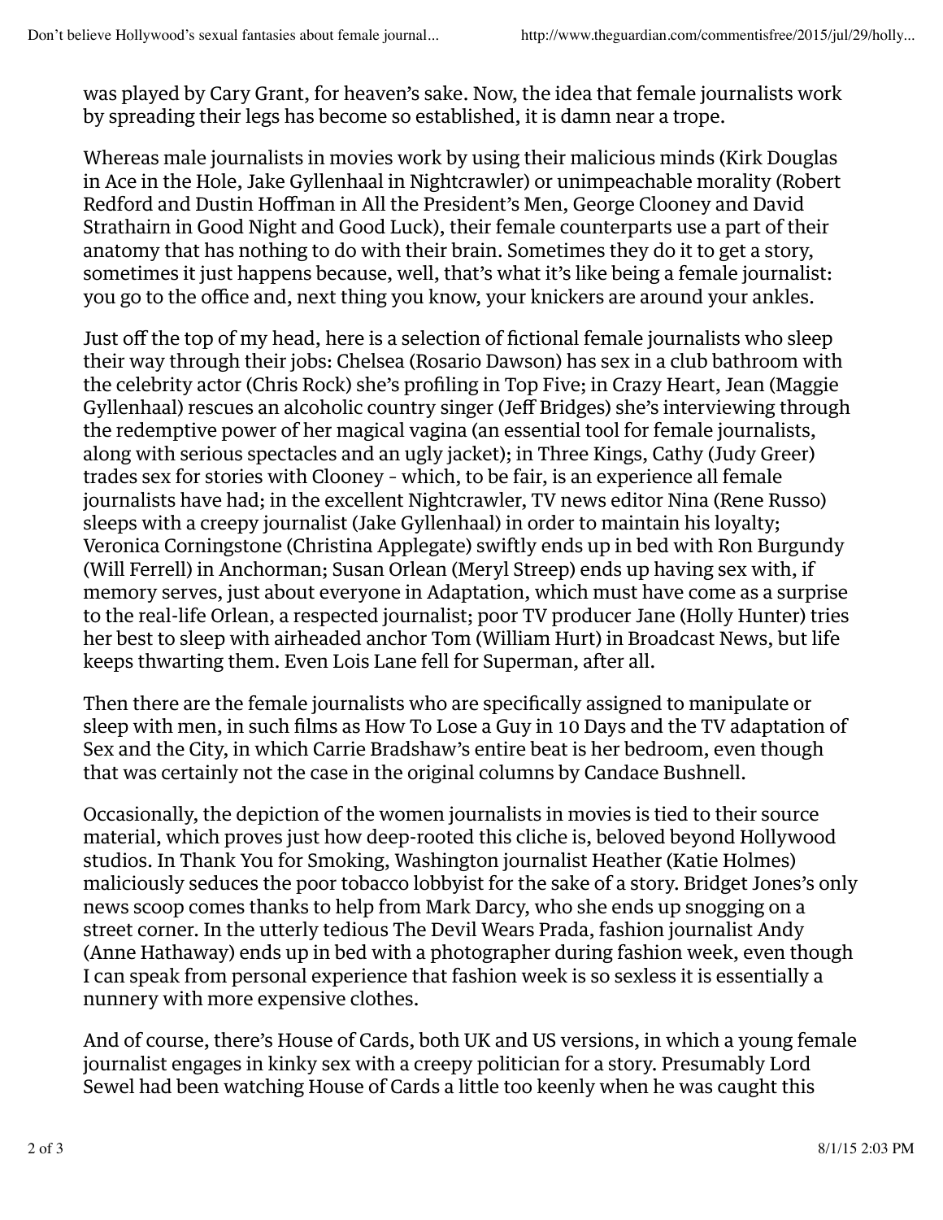was played by Cary Grant, for heaven's sake. Now, the idea that female journalists work by spreading their legs has become so established, it is damn near a trope.

Whereas male journalists in movies work by using their malicious minds (Kirk Douglas in Ace in the Hole, Jake Gyllenhaal in Nightcrawler) or unimpeachable morality (Robert Redford and Dustin Hoffman in All the President's Men, George Clooney and David Strathairn in Good Night and Good Luck), their female counterparts use a part of their anatomy that has nothing to do with their brain. Sometimes they do it to get a story, sometimes it just happens because, well, that's what it's like being a female journalist: you go to the office and, next thing you know, your knickers are around your ankles.

Just off the top of my head, here is a selection of fictional female journalists who sleep their way through their jobs: Chelsea (Rosario Dawson) has sex in a club bathroom with the celebrity actor (Chris Rock) she's profiling in Top Five; in Crazy Heart, Jean (Maggie Gyllenhaal) rescues an alcoholic country singer (Jeff Bridges) she's interviewing through the redemptive power of her magical vagina (an essential tool for female journalists, along with serious spectacles and an ugly jacket); in Three Kings, Cathy (Judy Greer) trades sex for stories with Clooney - which, to be fair, is an experience all female journalists have had; in the excellent Nightcrawler, TV news editor Nina (Rene Russo) sleeps with a creepy journalist (Jake Gyllenhaal) in order to maintain his loyalty; Veronica Corningstone (Christina Applegate) swiftly ends up in bed with Ron Burgundy (Will Ferrell) in Anchorman; Susan Orlean (Meryl Streep) ends up having sex with, if memory serves, just about everyone in Adaptation, which must have come as a surprise to the real-life Orlean, a respected journalist; poor TV producer Jane (Holly Hunter) tries her best to sleep with airheaded anchor Tom (William Hurt) in Broadcast News, but life keeps thwarting them. Even Lois Lane fell for Superman, after all.

Then there are the female journalists who are specifically assigned to manipulate or sleep with men, in such films as How To Lose a Guy in 10 Days and the TV adaptation of Sex and the City, in which Carrie Bradshaw's entire beat is her bedroom, even though that was certainly not the case in the original columns by Candace Bushnell.

Occasionally, the depiction of the women journalists in movies is tied to their source material, which proves just how deep-rooted this cliche is, beloved beyond Hollywood studios. In Thank You for Smoking, Washington journalist Heather (Katie Holmes) maliciously seduces the poor tobacco lobbyist for the sake of a story. Bridget Jones's only news scoop comes thanks to help from Mark Darcy, who she ends up snogging on a street corner. In the utterly tedious The Devil Wears Prada, fashion journalist Andy (Anne Hathaway) ends up in bed with a photographer during fashion week, even though I can speak from personal experience that fashion week is so sexless it is essentially a nunnery with more expensive clothes.

And of course, there's House of Cards, both UK and US versions, in which a young female journalist engages in kinky sex with a creepy politician for a story. Presumably Lord Sewel had been watching House of Cards a little too keenly when he was caught this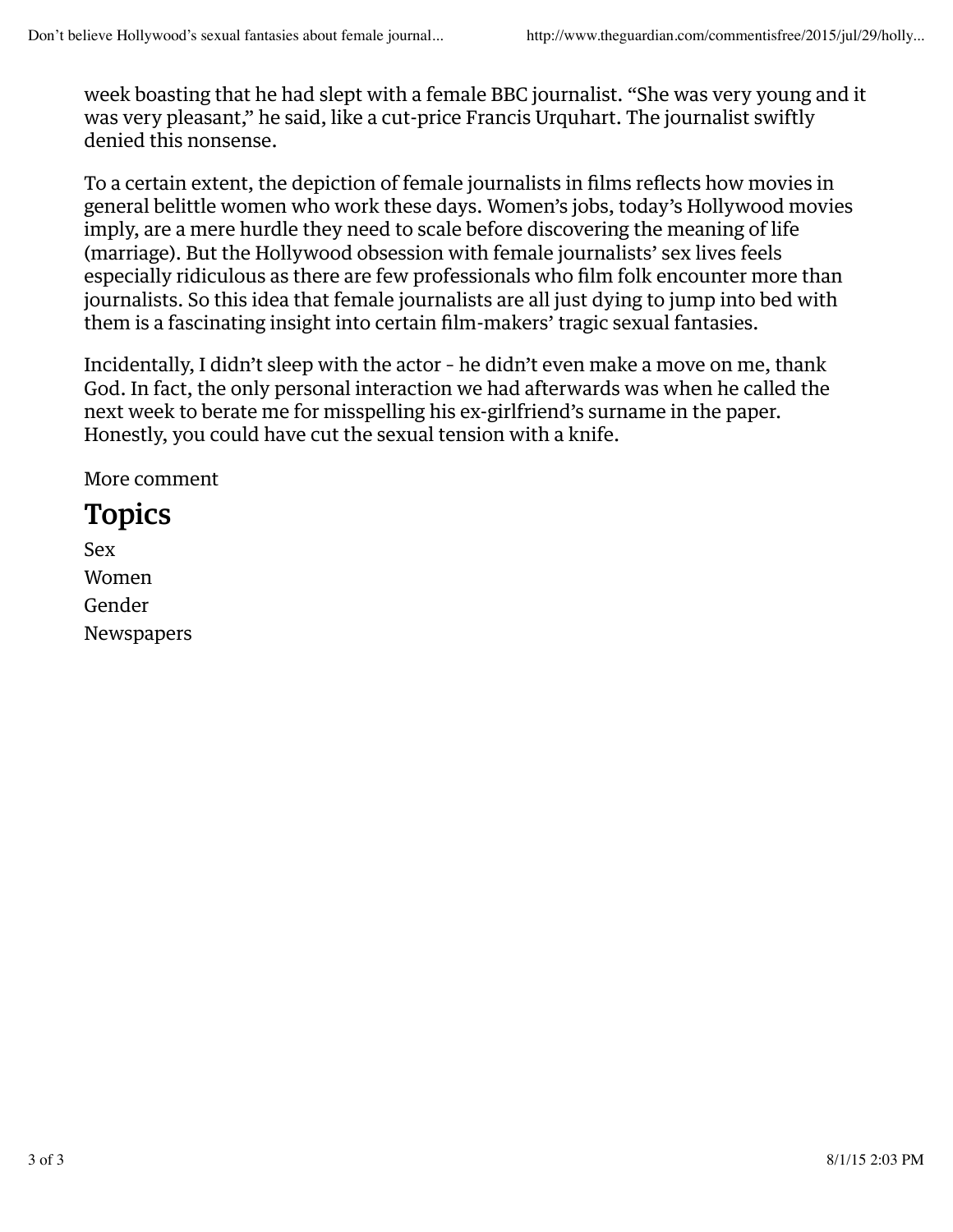week boasting that he had slept with a female BBC journalist. “She was very young and it was very pleasant,” he said, like a cut-price Francis Urquhart. The journalist swiftly denied this nonsense.

To a certain extent, the depiction of female journalists in films reflects how movies in general belittle women who work these days. Women’s jobs, today’s Hollywood movies imply, are a mere hurdle they need to scale before discovering the meaning of life (marriage). But the Hollywood obsession with female journalists’ sex lives feels especially ridiculous as there are few professionals who film folk encounter more than journalists. So this idea that female journalists are all just dying to jump into bed with them is a fascinating insight into certain film-makers’ tragic sexual fantasies.

Incidentally, I didn’t sleep with the actor – he didn’t even make a move on me, thank God. In fact, the only personal interaction we had afterwards was when he called the next week to berate me for misspelling his ex-girlfriend’s surname in the paper. Honestly, you could have cut the sexual tension with a knife.

More comment

## Topics

Sex

Women

Gender

Newspapers